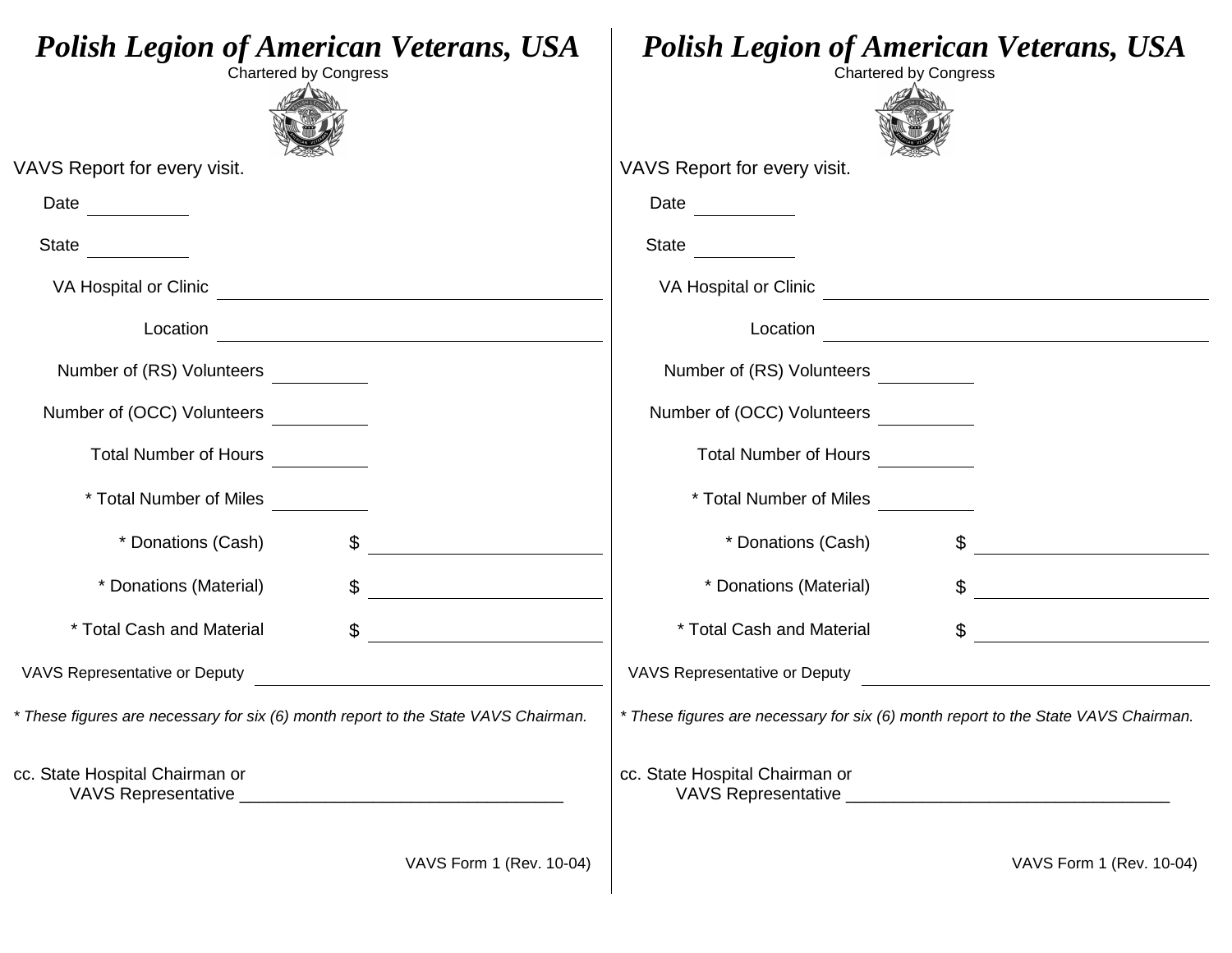# *Polish Legion of American Veterans, USA*

Chartered by Congress

VAVS Report for every visit.

Date ___________

State ___________

VA Hospital or Clinic ___________________________________________

Location ___________________________________________

Number of (RS) Volunteers __________

Number of (OCC) Volunteers __________

Total Number of Hours __________

* Total Number of Miles __________

* Donations (Cash) $ __________________________

* Donations (Material) $ __________________________

* Total Cash and Material $ __________________________

VAVS Representative or Deputy ___________________________________

*\* These figures are necessary for six (6) month report to the State VAVS Chairman.*

cc. State Hospital Chairman or
VAVS Representative ___________________________________

VAVS Form 1 (Rev. 10-04)

# *Polish Legion of American Veterans, USA*

Chartered by Congress

VAVS Report for every visit.

Date ___________

State ___________

VA Hospital or Clinic ___________________________________________

Location ___________________________________________

Number of (RS) Volunteers __________

Number of (OCC) Volunteers __________

Total Number of Hours __________

* Total Number of Miles __________

* Donations (Cash) $ __________________________

* Donations (Material) $ __________________________

* Total Cash and Material $ __________________________

VAVS Representative or Deputy ___________________________________

*\* These figures are necessary for six (6) month report to the State VAVS Chairman.*

cc. State Hospital Chairman or
VAVS Representative ___________________________________

VAVS Form 1 (Rev. 10-04)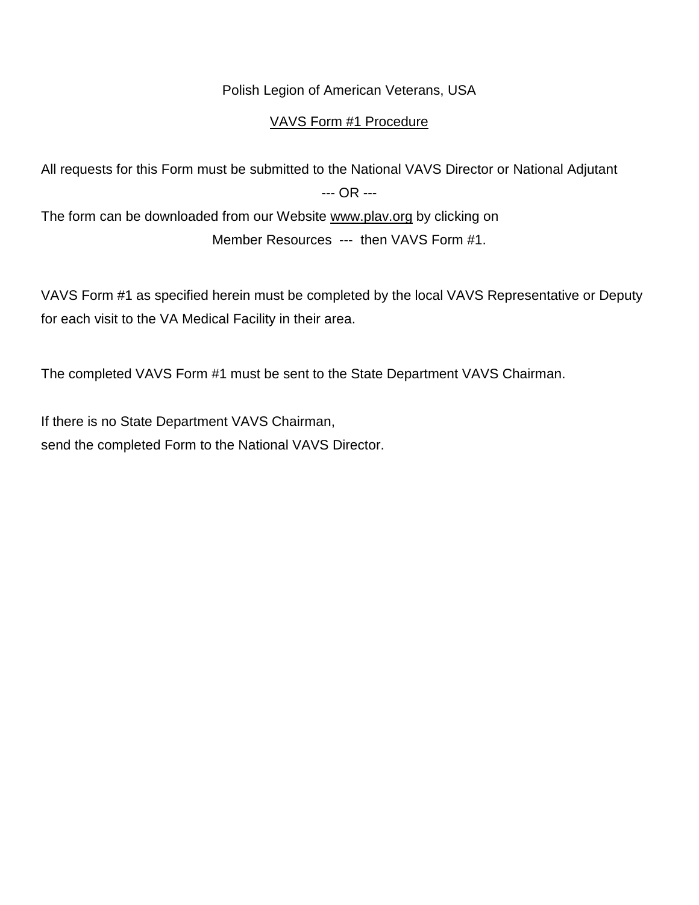Polish Legion of American Veterans, USA

VAVS Form #1 Procedure

All requests for this Form must be submitted to the National VAVS Director or National Adjutant

--- OR ---

The form can be downloaded from our Website www.plav.org by clicking on

Member Resources --- then VAVS Form #1.

VAVS Form #1 as specified herein must be completed by the local VAVS Representative or Deputy for each visit to the VA Medical Facility in their area.

The completed VAVS Form #1 must be sent to the State Department VAVS Chairman.

If there is no State Department VAVS Chairman,
send the completed Form to the National VAVS Director.